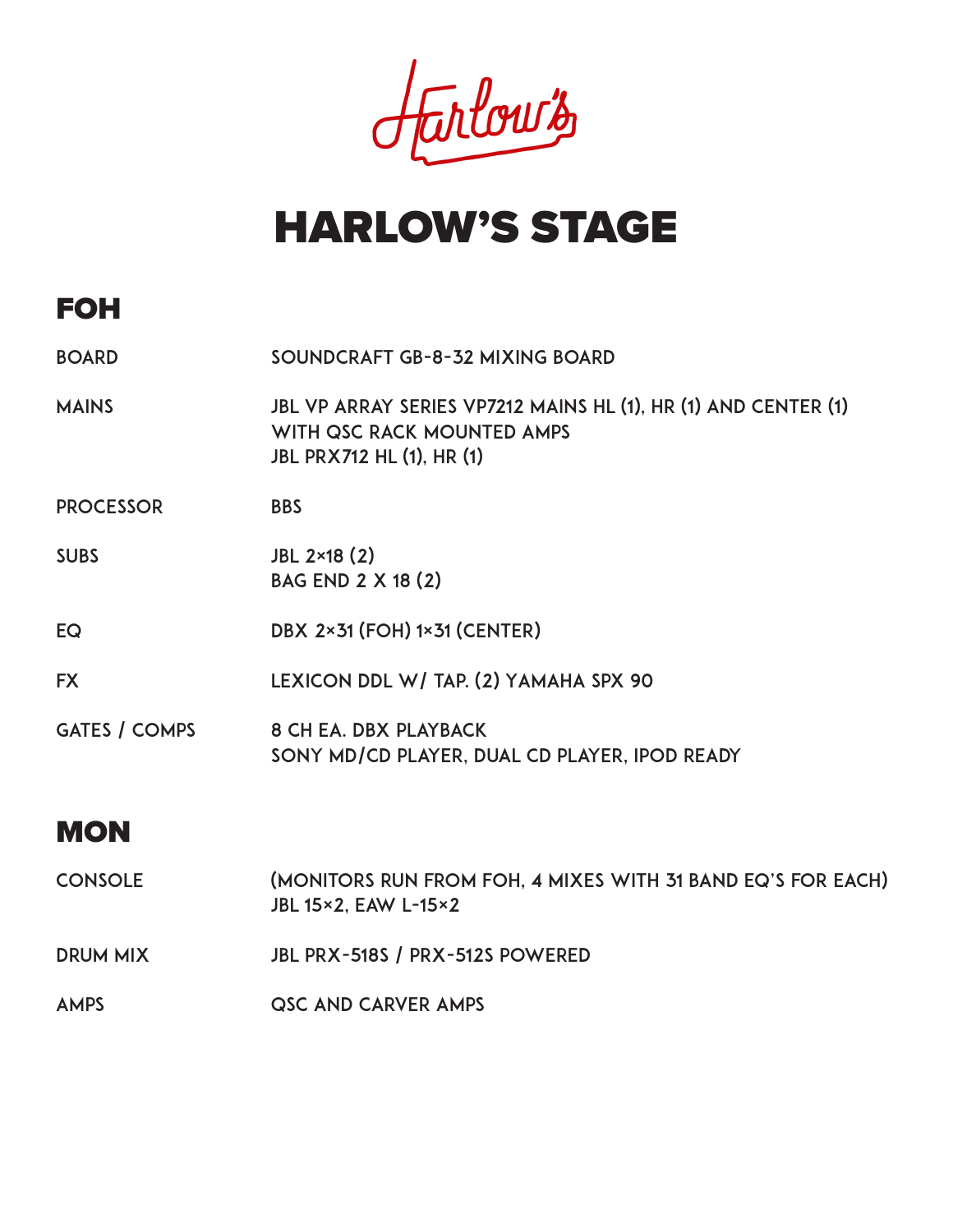Harlow's

# HARLOW'S STAGE

## FOH

| | |
|---|---|
| BOARD | SOUNDCRAFT GB-8-32 MIXING BOARD |
| MAINS | JBL VP ARRAY SERIES VP7212 MAINS HL (1), HR (1) AND CENTER (1) WITH QSC RACK MOUNTED AMPS<br>JBL PRX712 HL (1), HR (1) |
| PROCESSOR | BBS |
| SUBS | JBL 2×18 (2)<br>BAG END 2 X 18 (2) |
| EQ | DBX 2×31 (FOH) 1×31 (CENTER) |
| FX | LEXICON DDL W/ TAP. (2) YAMAHA SPX 90 |
| GATES / COMPS | 8 CH EA. DBX PLAYBACK<br>SONY MD/CD PLAYER, DUAL CD PLAYER, IPOD READY |

## MON

| | |
|---|---|
| CONSOLE | (MONITORS RUN FROM FOH, 4 MIXES WITH 31 BAND EQ'S FOR EACH)<br>JBL 15×2, EAW L-15×2 |
| DRUM MIX | JBL PRX-518S / PRX-512S POWERED |
| AMPS | QSC AND CARVER AMPS |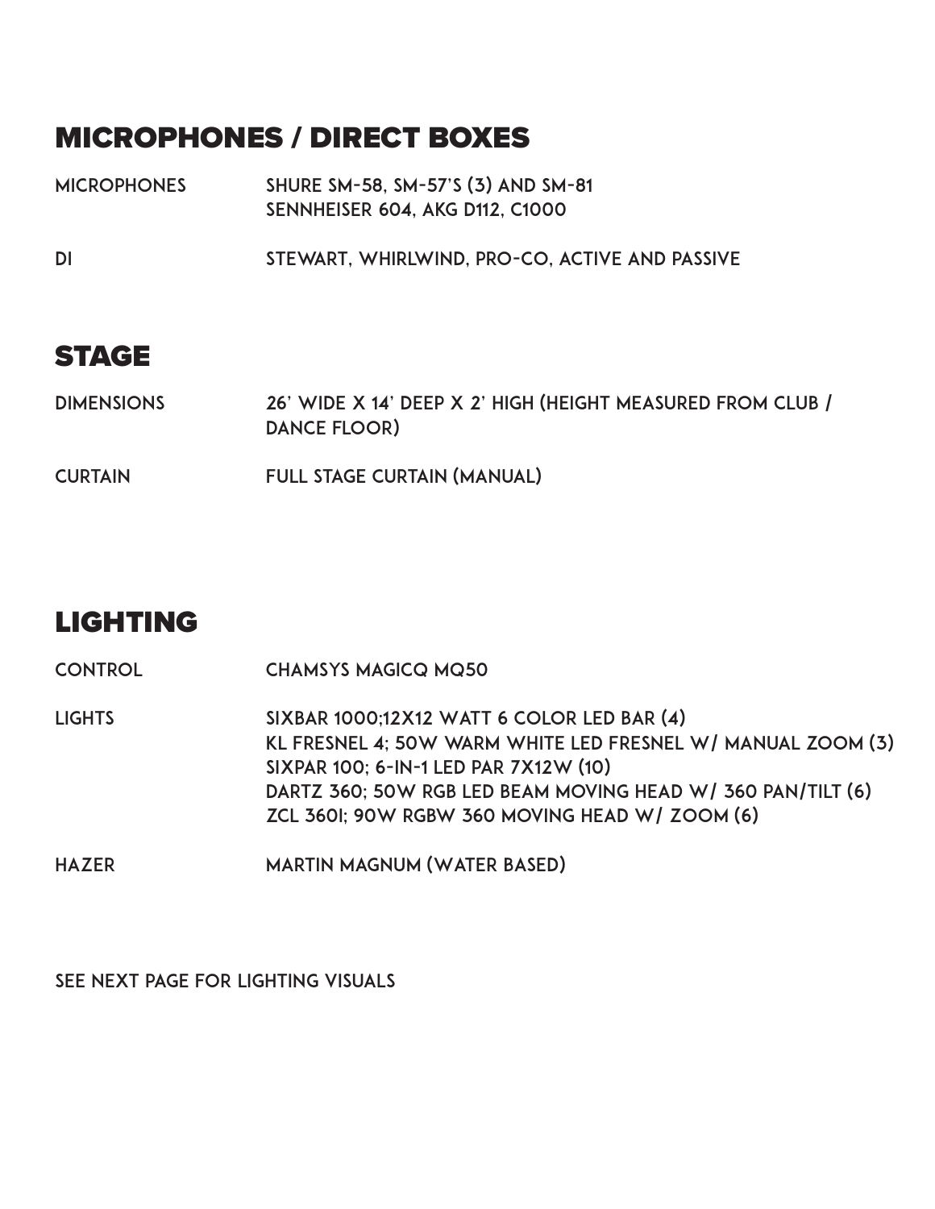## MICROPHONES / DIRECT BOXES

| | |
|---|---|
| MICROPHONES | SHURE SM-58, SM-57'S (3) AND SM-81<br>SENNHEISER 604, AKG D112, C1000 |
| DI | STEWART, WHIRLWIND, PRO-CO, ACTIVE AND PASSIVE |

## STAGE

| | |
|---|---|
| DIMENSIONS | 26' WIDE X 14' DEEP X 2' HIGH (HEIGHT MEASURED FROM CLUB / DANCE FLOOR) |
| CURTAIN | FULL STAGE CURTAIN (MANUAL) |

## LIGHTING

| | |
|---|---|
| CONTROL | CHAMSYS MAGICQ MQ50 |
| LIGHTS | SIXBAR 1000;12X12 WATT 6 COLOR LED BAR (4)<br>KL FRESNEL 4; 50W WARM WHITE LED FRESNEL W/ MANUAL ZOOM (3)<br>SIXPAR 100; 6-IN-1 LED PAR 7X12W (10)<br>DARTZ 360; 50W RGB LED BEAM MOVING HEAD W/ 360 PAN/TILT (6)<br>ZCL 360I; 90W RGBW 360 MOVING HEAD W/ ZOOM (6) |
| HAZER | MARTIN MAGNUM (WATER BASED) |

SEE NEXT PAGE FOR LIGHTING VISUALS